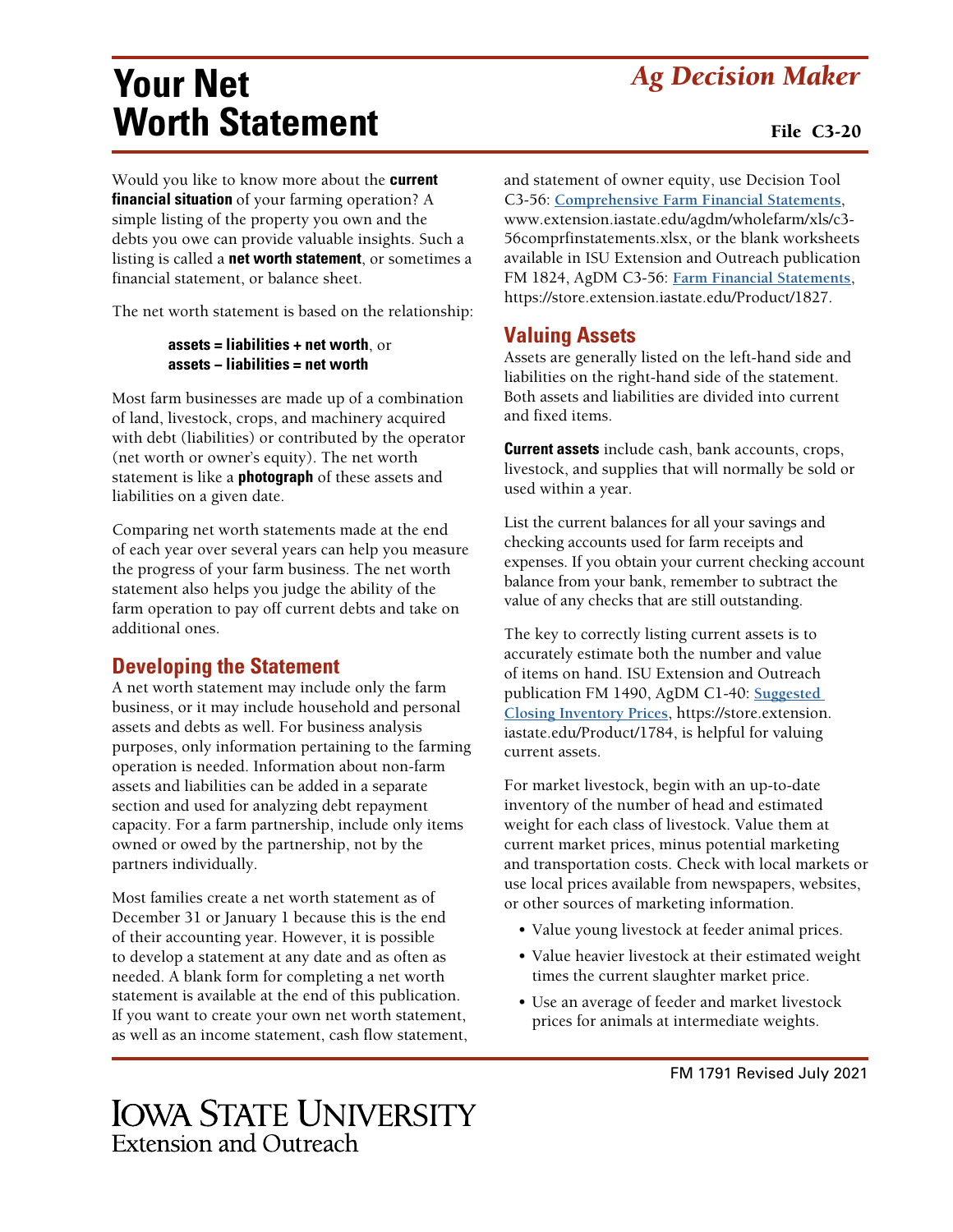# Your Net Worth Statement

*Ag Decision Maker*

File C3-20

Would you like to know more about the **current financial situation** of your farming operation? A simple listing of the property you own and the debts you owe can provide valuable insights. Such a listing is called a **net worth statement**, or sometimes a financial statement, or balance sheet.

The net worth statement is based on the relationship:

**assets = liabilities + net worth**, or
**assets – liabilities = net worth**

Most farm businesses are made up of a combination of land, livestock, crops, and machinery acquired with debt (liabilities) or contributed by the operator (net worth or owner's equity). The net worth statement is like a **photograph** of these assets and liabilities on a given date.

Comparing net worth statements made at the end of each year over several years can help you measure the progress of your farm business. The net worth statement also helps you judge the ability of the farm operation to pay off current debts and take on additional ones.

## Developing the Statement

A net worth statement may include only the farm business, or it may include household and personal assets and debts as well. For business analysis purposes, only information pertaining to the farming operation is needed. Information about non-farm assets and liabilities can be added in a separate section and used for analyzing debt repayment capacity. For a farm partnership, include only items owned or owed by the partnership, not by the partners individually.

Most families create a net worth statement as of December 31 or January 1 because this is the end of their accounting year. However, it is possible to develop a statement at any date and as often as needed. A blank form for completing a net worth statement is available at the end of this publication. If you want to create your own net worth statement, as well as an income statement, cash flow statement, and statement of owner equity, use Decision Tool C3-56: [Comprehensive Farm Financial Statements](www.extension.iastate.edu/agdm/wholefarm/xls/c3-56comprfinstatements.xlsx), www.extension.iastate.edu/agdm/wholefarm/xls/c3-56comprfinstatements.xlsx, or the blank worksheets available in ISU Extension and Outreach publication FM 1824, AgDM C3-56: [Farm Financial Statements](https://store.extension.iastate.edu/Product/1827), https://store.extension.iastate.edu/Product/1827.

## Valuing Assets

Assets are generally listed on the left-hand side and liabilities on the right-hand side of the statement. Both assets and liabilities are divided into current and fixed items.

**Current assets** include cash, bank accounts, crops, livestock, and supplies that will normally be sold or used within a year.

List the current balances for all your savings and checking accounts used for farm receipts and expenses. If you obtain your current checking account balance from your bank, remember to subtract the value of any checks that are still outstanding.

The key to correctly listing current assets is to accurately estimate both the number and value of items on hand. ISU Extension and Outreach publication FM 1490, AgDM C1-40: [Suggested Closing Inventory Prices](https://store.extension.iastate.edu/Product/1784), https://store.extension.iastate.edu/Product/1784, is helpful for valuing current assets.

For market livestock, begin with an up-to-date inventory of the number of head and estimated weight for each class of livestock. Value them at current market prices, minus potential marketing and transportation costs. Check with local markets or use local prices available from newspapers, websites, or other sources of marketing information.

- Value young livestock at feeder animal prices.
- Value heavier livestock at their estimated weight times the current slaughter market price.
- Use an average of feeder and market livestock prices for animals at intermediate weights.

FM 1791 Revised July 2021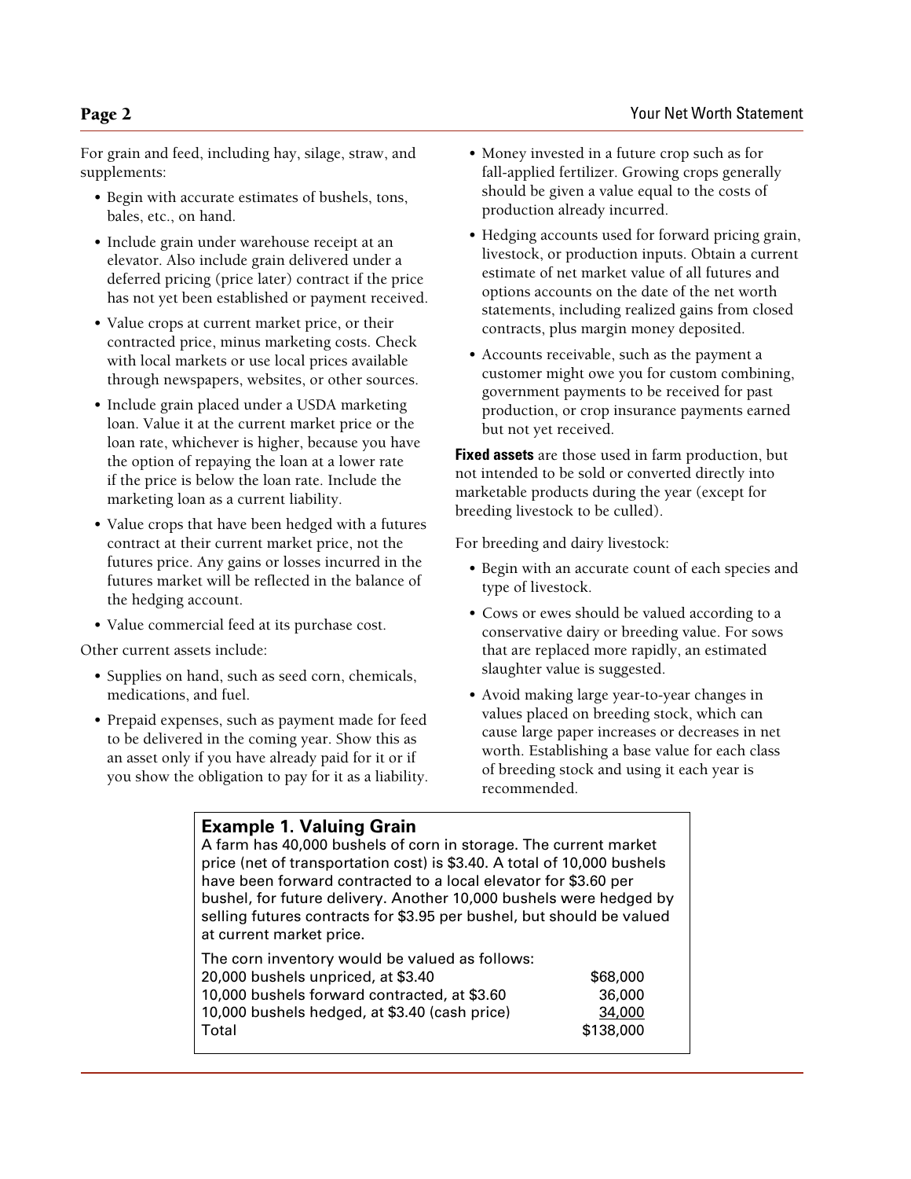For grain and feed, including hay, silage, straw, and supplements:

- Begin with accurate estimates of bushels, tons, bales, etc., on hand.
- Include grain under warehouse receipt at an elevator. Also include grain delivered under a deferred pricing (price later) contract if the price has not yet been established or payment received.
- Value crops at current market price, or their contracted price, minus marketing costs. Check with local markets or use local prices available through newspapers, websites, or other sources.
- Include grain placed under a USDA marketing loan. Value it at the current market price or the loan rate, whichever is higher, because you have the option of repaying the loan at a lower rate if the price is below the loan rate. Include the marketing loan as a current liability.
- Value crops that have been hedged with a futures contract at their current market price, not the futures price. Any gains or losses incurred in the futures market will be reflected in the balance of the hedging account.
- Value commercial feed at its purchase cost.

Other current assets include:

- Supplies on hand, such as seed corn, chemicals, medications, and fuel.
- Prepaid expenses, such as payment made for feed to be delivered in the coming year. Show this as an asset only if you have already paid for it or if you show the obligation to pay for it as a liability.
- Money invested in a future crop such as for fall-applied fertilizer. Growing crops generally should be given a value equal to the costs of production already incurred.
- Hedging accounts used for forward pricing grain, livestock, or production inputs. Obtain a current estimate of net market value of all futures and options accounts on the date of the net worth statements, including realized gains from closed contracts, plus margin money deposited.
- Accounts receivable, such as the payment a customer might owe you for custom combining, government payments to be received for past production, or crop insurance payments earned but not yet received.

**Fixed assets** are those used in farm production, but not intended to be sold or converted directly into marketable products during the year (except for breeding livestock to be culled).

For breeding and dairy livestock:

- Begin with an accurate count of each species and type of livestock.
- Cows or ewes should be valued according to a conservative dairy or breeding value. For sows that are replaced more rapidly, an estimated slaughter value is suggested.
- Avoid making large year-to-year changes in values placed on breeding stock, which can cause large paper increases or decreases in net worth. Establishing a base value for each class of breeding stock and using it each year is recommended.

### Example 1. Valuing Grain

A farm has 40,000 bushels of corn in storage. The current market price (net of transportation cost) is $3.40. A total of 10,000 bushels have been forward contracted to a local elevator for $3.60 per bushel, for future delivery. Another 10,000 bushels were hedged by selling futures contracts for $3.95 per bushel, but should be valued at current market price.

The corn inventory would be valued as follows:

| | |
|---|---|
| 20,000 bushels unpriced, at $3.40 | $68,000 |
| 10,000 bushels forward contracted, at $3.60 | 36,000 |
| 10,000 bushels hedged, at $3.40 (cash price) | 34,000 |
| Total | $138,000 |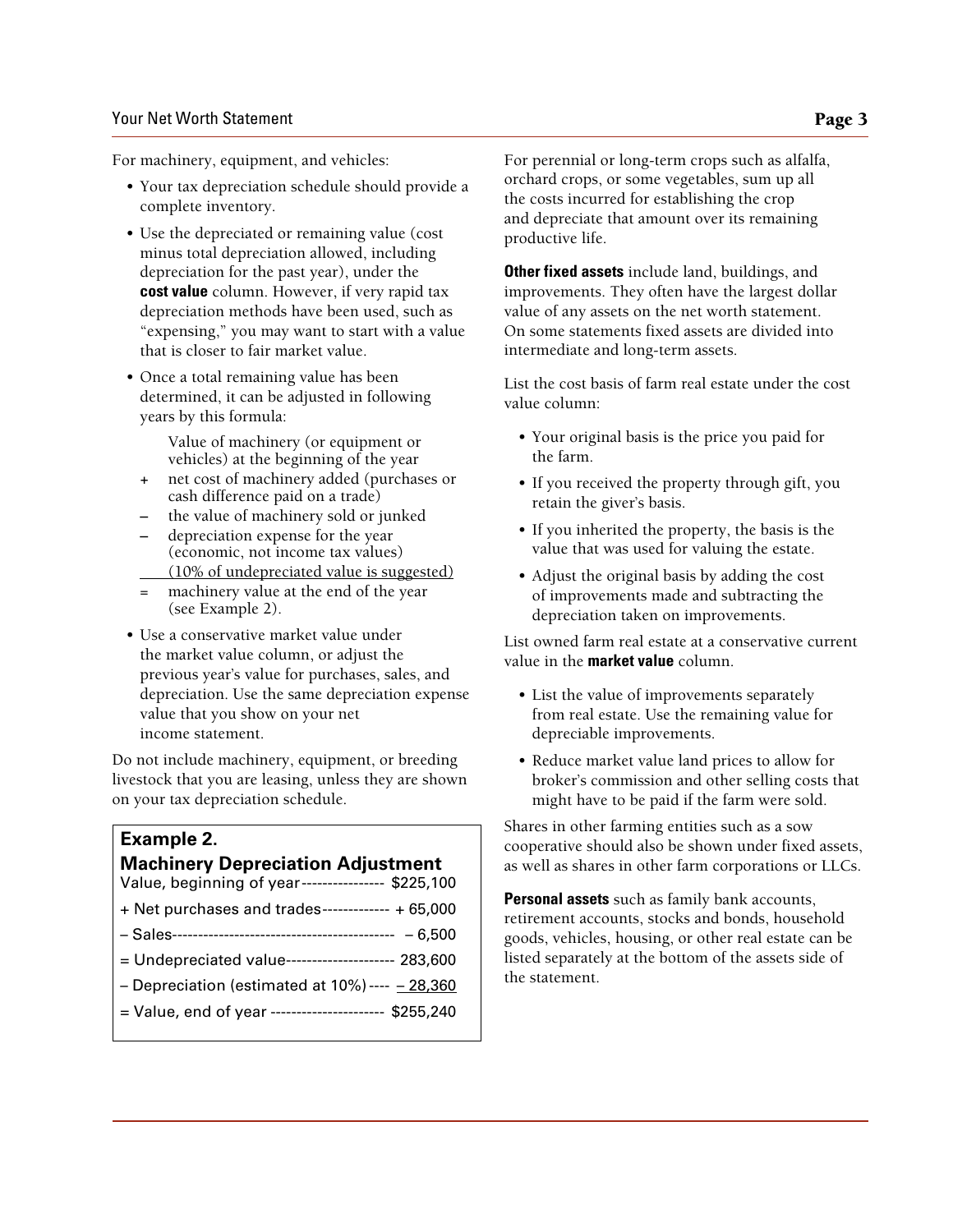For machinery, equipment, and vehicles:

- Your tax depreciation schedule should provide a complete inventory.
- Use the depreciated or remaining value (cost minus total depreciation allowed, including depreciation for the past year), under the **cost value** column. However, if very rapid tax depreciation methods have been used, such as "expensing," you may want to start with a value that is closer to fair market value.
- Once a total remaining value has been determined, it can be adjusted in following years by this formula:

    Value of machinery (or equipment or vehicles) at the beginning of the year
    \+ net cost of machinery added (purchases or cash difference paid on a trade)
    – the value of machinery sold or junked
    – depreciation expense for the year (economic, not income tax values) (10% of undepreciated value is suggested)
    = machinery value at the end of the year (see Example 2).

- Use a conservative market value under the market value column, or adjust the previous year's value for purchases, sales, and depreciation. Use the same depreciation expense value that you show on your net income statement.

Do not include machinery, equipment, or breeding livestock that you are leasing, unless they are shown on your tax depreciation schedule.

**Example 2.**
**Machinery Depreciation Adjustment**

| | |
|---|---|
| Value, beginning of year | $225,100 |
| + Net purchases and trades | + 65,000 |
| – Sales | – 6,500 |
| = Undepreciated value | 283,600 |
| – Depreciation (estimated at 10%) | – 28,360 |
| = Value, end of year | $255,240 |

For perennial or long-term crops such as alfalfa, orchard crops, or some vegetables, sum up all the costs incurred for establishing the crop and depreciate that amount over its remaining productive life.

**Other fixed assets** include land, buildings, and improvements. They often have the largest dollar value of any assets on the net worth statement. On some statements fixed assets are divided into intermediate and long-term assets.

List the cost basis of farm real estate under the cost value column:

- Your original basis is the price you paid for the farm.
- If you received the property through gift, you retain the giver's basis.
- If you inherited the property, the basis is the value that was used for valuing the estate.
- Adjust the original basis by adding the cost of improvements made and subtracting the depreciation taken on improvements.

List owned farm real estate at a conservative current value in the **market value** column.

- List the value of improvements separately from real estate. Use the remaining value for depreciable improvements.
- Reduce market value land prices to allow for broker's commission and other selling costs that might have to be paid if the farm were sold.

Shares in other farming entities such as a sow cooperative should also be shown under fixed assets, as well as shares in other farm corporations or LLCs.

**Personal assets** such as family bank accounts, retirement accounts, stocks and bonds, household goods, vehicles, housing, or other real estate can be listed separately at the bottom of the assets side of the statement.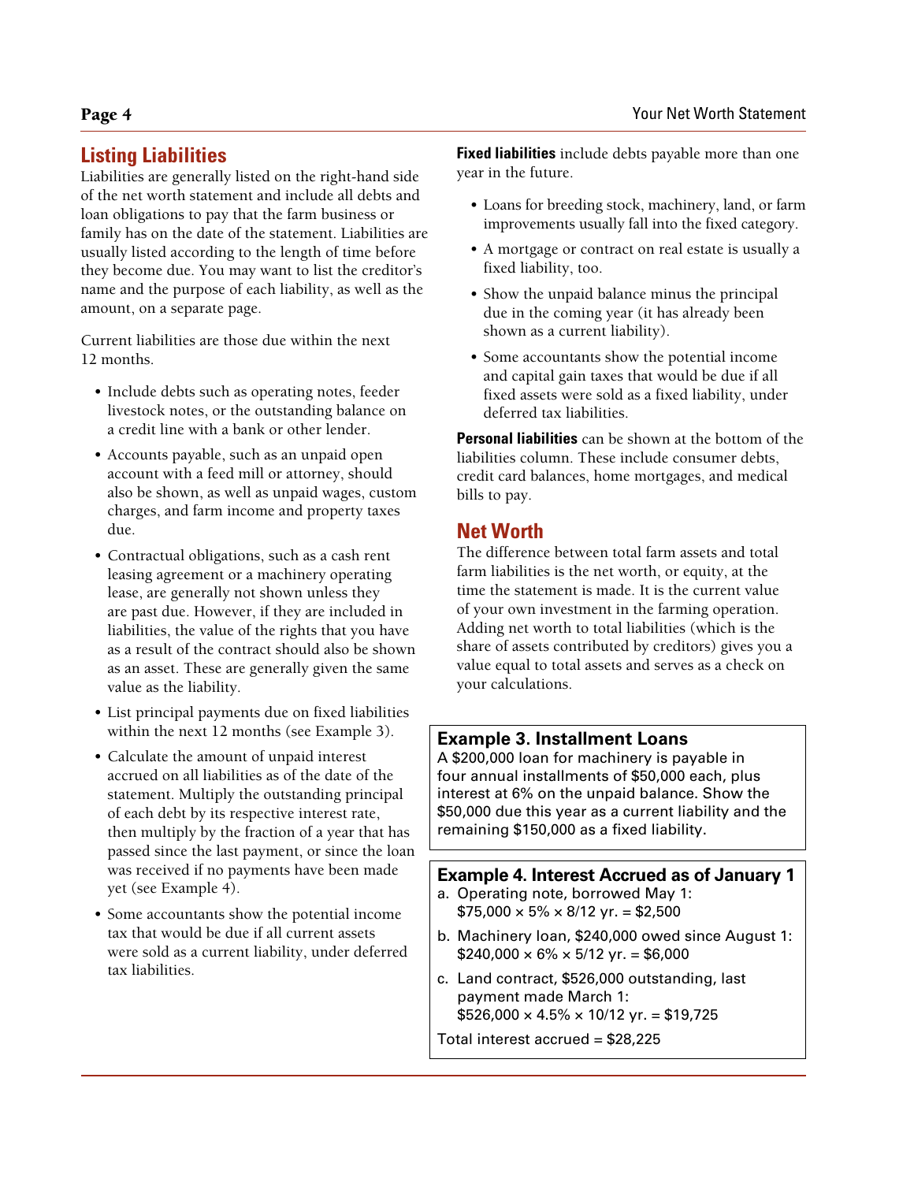## Listing Liabilities

Liabilities are generally listed on the right-hand side of the net worth statement and include all debts and loan obligations to pay that the farm business or family has on the date of the statement. Liabilities are usually listed according to the length of time before they become due. You may want to list the creditor's name and the purpose of each liability, as well as the amount, on a separate page.

Current liabilities are those due within the next 12 months.

- Include debts such as operating notes, feeder livestock notes, or the outstanding balance on a credit line with a bank or other lender.
- Accounts payable, such as an unpaid open account with a feed mill or attorney, should also be shown, as well as unpaid wages, custom charges, and farm income and property taxes due.
- Contractual obligations, such as a cash rent leasing agreement or a machinery operating lease, are generally not shown unless they are past due. However, if they are included in liabilities, the value of the rights that you have as a result of the contract should also be shown as an asset. These are generally given the same value as the liability.
- List principal payments due on fixed liabilities within the next 12 months (see Example 3).
- Calculate the amount of unpaid interest accrued on all liabilities as of the date of the statement. Multiply the outstanding principal of each debt by its respective interest rate, then multiply by the fraction of a year that has passed since the last payment, or since the loan was received if no payments have been made yet (see Example 4).
- Some accountants show the potential income tax that would be due if all current assets were sold as a current liability, under deferred tax liabilities.

**Fixed liabilities** include debts payable more than one year in the future.

- Loans for breeding stock, machinery, land, or farm improvements usually fall into the fixed category.
- A mortgage or contract on real estate is usually a fixed liability, too.
- Show the unpaid balance minus the principal due in the coming year (it has already been shown as a current liability).
- Some accountants show the potential income and capital gain taxes that would be due if all fixed assets were sold as a fixed liability, under deferred tax liabilities.

**Personal liabilities** can be shown at the bottom of the liabilities column. These include consumer debts, credit card balances, home mortgages, and medical bills to pay.

## Net Worth

The difference between total farm assets and total farm liabilities is the net worth, or equity, at the time the statement is made. It is the current value of your own investment in the farming operation. Adding net worth to total liabilities (which is the share of assets contributed by creditors) gives you a value equal to total assets and serves as a check on your calculations.

### Example 3. Installment Loans

A $200,000 loan for machinery is payable in four annual installments of $50,000 each, plus interest at 6% on the unpaid balance. Show the $50,000 due this year as a current liability and the remaining $150,000 as a fixed liability.

### Example 4. Interest Accrued as of January 1

a. Operating note, borrowed May 1:
$75,000 × 5% × 8/12 yr. = $2,500

b. Machinery loan, $240,000 owed since August 1:
$240,000 × 6% × 5/12 yr. = $6,000

c. Land contract, $526,000 outstanding, last payment made March 1:
$526,000 × 4.5% × 10/12 yr. = $19,725

Total interest accrued = $28,225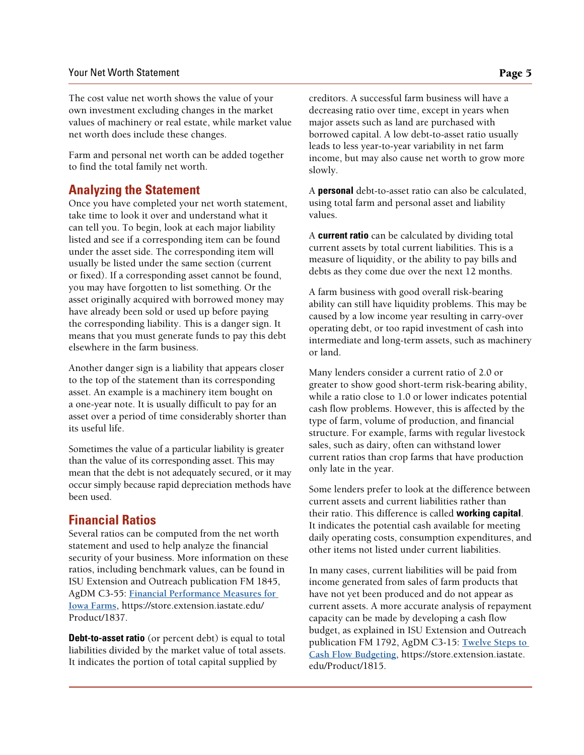The cost value net worth shows the value of your own investment excluding changes in the market values of machinery or real estate, while market value net worth does include these changes.

Farm and personal net worth can be added together to find the total family net worth.

## Analyzing the Statement

Once you have completed your net worth statement, take time to look it over and understand what it can tell you. To begin, look at each major liability listed and see if a corresponding item can be found under the asset side. The corresponding item will usually be listed under the same section (current or fixed). If a corresponding asset cannot be found, you may have forgotten to list something. Or the asset originally acquired with borrowed money may have already been sold or used up before paying the corresponding liability. This is a danger sign. It means that you must generate funds to pay this debt elsewhere in the farm business.

Another danger sign is a liability that appears closer to the top of the statement than its corresponding asset. An example is a machinery item bought on a one-year note. It is usually difficult to pay for an asset over a period of time considerably shorter than its useful life.

Sometimes the value of a particular liability is greater than the value of its corresponding asset. This may mean that the debt is not adequately secured, or it may occur simply because rapid depreciation methods have been used.

## Financial Ratios

Several ratios can be computed from the net worth statement and used to help analyze the financial security of your business. More information on these ratios, including benchmark values, can be found in ISU Extension and Outreach publication FM 1845, AgDM C3-55: [Financial Performance Measures for Iowa Farms](https://store.extension.iastate.edu/Product/1837), https://store.extension.iastate.edu/Product/1837.

**Debt-to-asset ratio** (or percent debt) is equal to total liabilities divided by the market value of total assets. It indicates the portion of total capital supplied by creditors. A successful farm business will have a decreasing ratio over time, except in years when major assets such as land are purchased with borrowed capital. A low debt-to-asset ratio usually leads to less year-to-year variability in net farm income, but may also cause net worth to grow more slowly.

A **personal** debt-to-asset ratio can also be calculated, using total farm and personal asset and liability values.

A **current ratio** can be calculated by dividing total current assets by total current liabilities. This is a measure of liquidity, or the ability to pay bills and debts as they come due over the next 12 months.

A farm business with good overall risk-bearing ability can still have liquidity problems. This may be caused by a low income year resulting in carry-over operating debt, or too rapid investment of cash into intermediate and long-term assets, such as machinery or land.

Many lenders consider a current ratio of 2.0 or greater to show good short-term risk-bearing ability, while a ratio close to 1.0 or lower indicates potential cash flow problems. However, this is affected by the type of farm, volume of production, and financial structure. For example, farms with regular livestock sales, such as dairy, often can withstand lower current ratios than crop farms that have production only late in the year.

Some lenders prefer to look at the difference between current assets and current liabilities rather than their ratio. This difference is called **working capital**. It indicates the potential cash available for meeting daily operating costs, consumption expenditures, and other items not listed under current liabilities.

In many cases, current liabilities will be paid from income generated from sales of farm products that have not yet been produced and do not appear as current assets. A more accurate analysis of repayment capacity can be made by developing a cash flow budget, as explained in ISU Extension and Outreach publication FM 1792, AgDM C3-15: [Twelve Steps to Cash Flow Budgeting](https://store.extension.iastate.edu/Product/1815), https://store.extension.iastate.edu/Product/1815.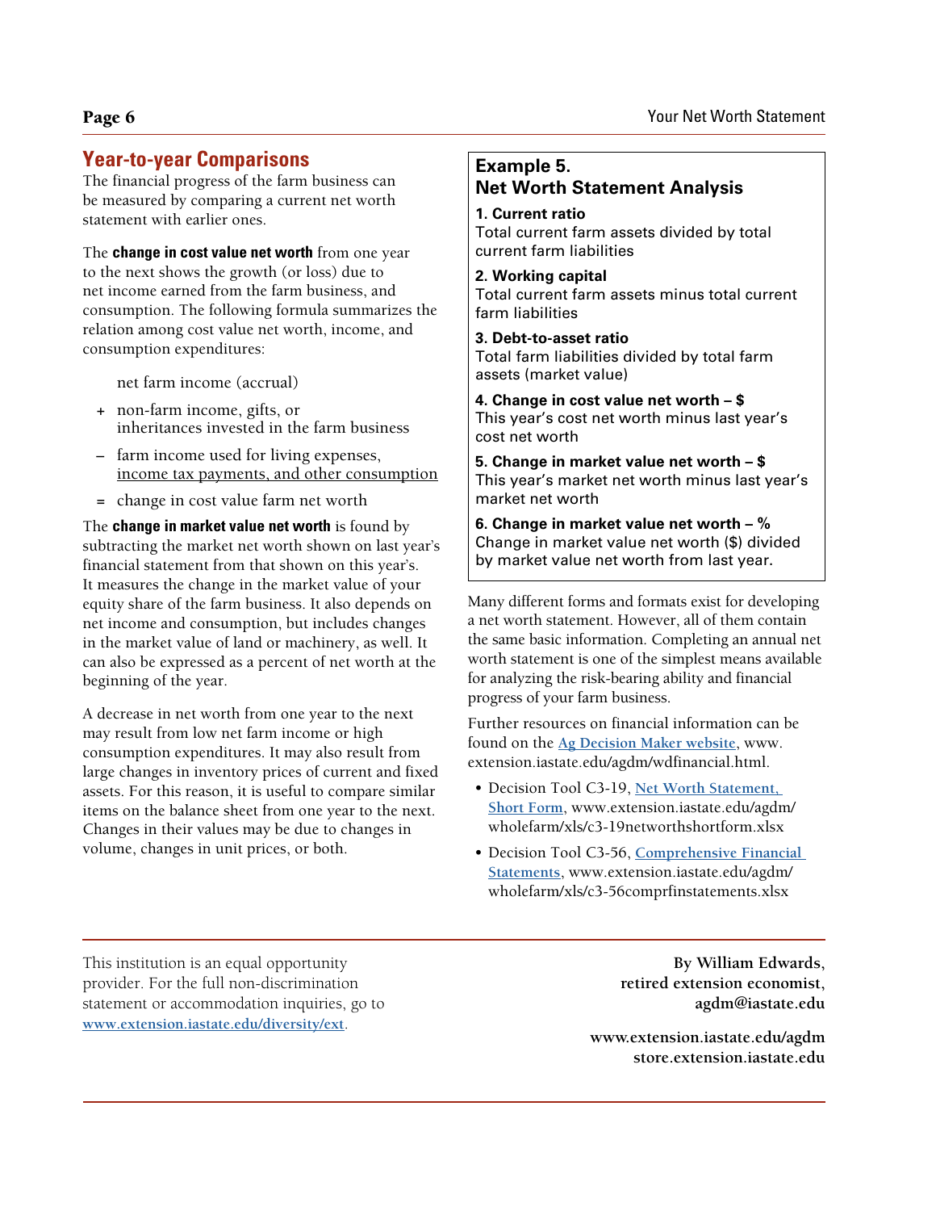## Year-to-year Comparisons

The financial progress of the farm business can be measured by comparing a current net worth statement with earlier ones.

The **change in cost value net worth** from one year to the next shows the growth (or loss) due to net income earned from the farm business, and consumption. The following formula summarizes the relation among cost value net worth, income, and consumption expenditures:

net farm income (accrual)

\+ non-farm income, gifts, or inheritances invested in the farm business

– farm income used for living expenses, income tax payments, and other consumption

= change in cost value farm net worth

The **change in market value net worth** is found by subtracting the market net worth shown on last year's financial statement from that shown on this year's. It measures the change in the market value of your equity share of the farm business. It also depends on net income and consumption, but includes changes in the market value of land or machinery, as well. It can also be expressed as a percent of net worth at the beginning of the year.

A decrease in net worth from one year to the next may result from low net farm income or high consumption expenditures. It may also result from large changes in inventory prices of current and fixed assets. For this reason, it is useful to compare similar items on the balance sheet from one year to the next. Changes in their values may be due to changes in volume, changes in unit prices, or both.

### Example 5. Net Worth Statement Analysis

**1. Current ratio**
Total current farm assets divided by total current farm liabilities

**2. Working capital**
Total current farm assets minus total current farm liabilities

**3. Debt-to-asset ratio**
Total farm liabilities divided by total farm assets (market value)

**4. Change in cost value net worth – $**
This year's cost net worth minus last year's cost net worth

**5. Change in market value net worth – $**
This year's market net worth minus last year's market net worth

**6. Change in market value net worth – %**
Change in market value net worth ($) divided by market value net worth from last year.

Many different forms and formats exist for developing a net worth statement. However, all of them contain the same basic information. Completing an annual net worth statement is one of the simplest means available for analyzing the risk-bearing ability and financial progress of your farm business.

Further resources on financial information can be found on the Ag Decision Maker website, www.extension.iastate.edu/agdm/wdfinancial.html.

- Decision Tool C3-19, Net Worth Statement, Short Form, www.extension.iastate.edu/agdm/wholefarm/xls/c3-19networthshortform.xlsx
- Decision Tool C3-56, Comprehensive Financial Statements, www.extension.iastate.edu/agdm/wholefarm/xls/c3-56comprfinstatements.xlsx

This institution is an equal opportunity provider. For the full non-discrimination statement or accommodation inquiries, go to www.extension.iastate.edu/diversity/ext.

**By William Edwards, retired extension economist, agdm@iastate.edu**

**www.extension.iastate.edu/agdm**
**store.extension.iastate.edu**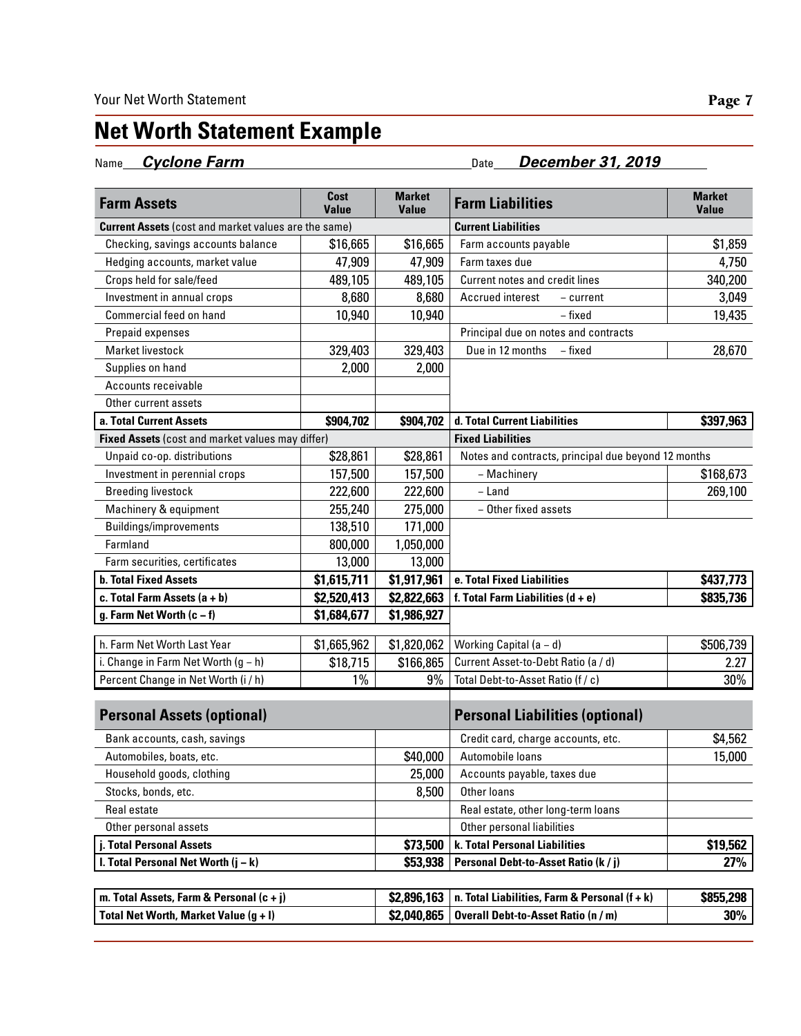# Net Worth Statement Example

Name ***Cyclone Farm*** Date ***December 31, 2019***

| Farm Assets | Cost Value | Market Value | Farm Liabilities | Market Value |
|---|---|---|---|---|
| **Current Assets** (cost and market values are the same) | | | **Current Liabilities** | |
| Checking, savings accounts balance | $16,665 | $16,665 | Farm accounts payable | $1,859 |
| Hedging accounts, market value | 47,909 | 47,909 | Farm taxes due | 4,750 |
| Crops held for sale/feed | 489,105 | 489,105 | Current notes and credit lines | 340,200 |
| Investment in annual crops | 8,680 | 8,680 | Accrued interest – current | 3,049 |
| Commercial feed on hand | 10,940 | 10,940 | – fixed | 19,435 |
| Prepaid expenses | | | Principal due on notes and contracts | |
| Market livestock | 329,403 | 329,403 | Due in 12 months – fixed | 28,670 |
| Supplies on hand | 2,000 | 2,000 | | |
| Accounts receivable | | | | |
| Other current assets | | | | |
| **a. Total Current Assets** | **$904,702** | **$904,702** | **d. Total Current Liabilities** | **$397,963** |
| **Fixed Assets** (cost and market values may differ) | | | **Fixed Liabilities** | |
| Unpaid co-op. distributions | $28,861 | $28,861 | Notes and contracts, principal due beyond 12 months | |
| Investment in perennial crops | 157,500 | 157,500 | – Machinery | $168,673 |
| Breeding livestock | 222,600 | 222,600 | – Land | 269,100 |
| Machinery & equipment | 255,240 | 275,000 | – Other fixed assets | |
| Buildings/improvements | 138,510 | 171,000 | | |
| Farmland | 800,000 | 1,050,000 | | |
| Farm securities, certificates | 13,000 | 13,000 | | |
| **b. Total Fixed Assets** | **$1,615,711** | **$1,917,961** | **e. Total Fixed Liabilities** | **$437,773** |
| **c. Total Farm Assets (a + b)** | **$2,520,413** | **$2,822,663** | **f. Total Farm Liabilities (d + e)** | **$835,736** |
| **g. Farm Net Worth (c – f)** | **$1,684,677** | **$1,986,927** | | |
| h. Farm Net Worth Last Year | $1,665,962 | $1,820,062 | Working Capital (a – d) | $506,739 |
| i. Change in Farm Net Worth (g – h) | $18,715 | $166,865 | Current Asset-to-Debt Ratio (a / d) | 2.27 |
| Percent Change in Net Worth (i / h) | 1% | 9% | Total Debt-to-Asset Ratio (f / c) | 30% |

| Personal Assets (optional) | | Personal Liabilities (optional) | |
|---|---|---|---|
| Bank accounts, cash, savings | | Credit card, charge accounts, etc. | $4,562 |
| Automobiles, boats, etc. | $40,000 | Automobile loans | 15,000 |
| Household goods, clothing | 25,000 | Accounts payable, taxes due | |
| Stocks, bonds, etc. | 8,500 | Other loans | |
| Real estate | | Real estate, other long-term loans | |
| Other personal assets | | Other personal liabilities | |
| **j. Total Personal Assets** | **$73,500** | **k. Total Personal Liabilities** | **$19,562** |
| **l. Total Personal Net Worth (j – k)** | **$53,938** | **Personal Debt-to-Asset Ratio (k / j)** | **27%** |

| | | | |
|---|---|---|---|
| **m. Total Assets, Farm & Personal (c + j)** | **$2,896,163** | **n. Total Liabilities, Farm & Personal (f + k)** | **$855,298** |
| **Total Net Worth, Market Value (g + l)** | **$2,040,865** | **Overall Debt-to-Asset Ratio (n / m)** | **30%** |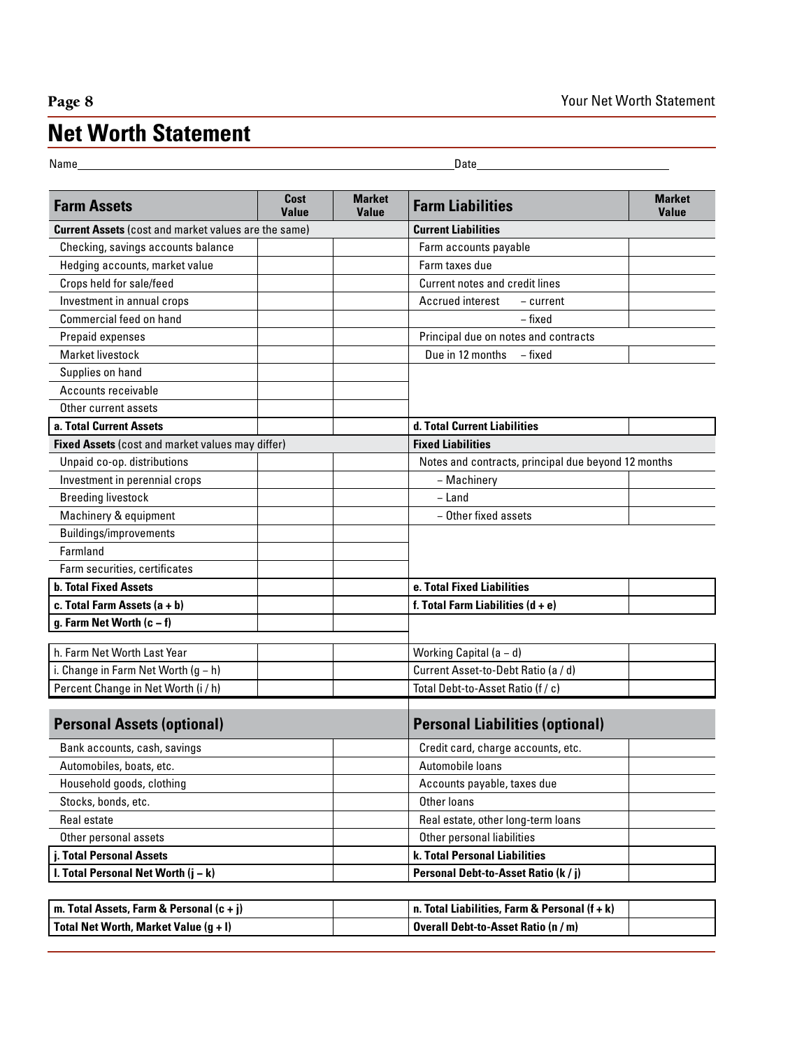# Net Worth Statement

Name______________________________ Date______________________________

| Farm Assets | Cost Value | Market Value | Farm Liabilities | Market Value |
|---|---|---|---|---|
| **Current Assets** (cost and market values are the same) | | | **Current Liabilities** | |
| Checking, savings accounts balance | | | Farm accounts payable | |
| Hedging accounts, market value | | | Farm taxes due | |
| Crops held for sale/feed | | | Current notes and credit lines | |
| Investment in annual crops | | | Accrued interest – current | |
| Commercial feed on hand | | | – fixed | |
| Prepaid expenses | | | Principal due on notes and contracts | |
| Market livestock | | | Due in 12 months – fixed | |
| Supplies on hand | | | | |
| Accounts receivable | | | | |
| Other current assets | | | | |
| **a. Total Current Assets** | | | **d. Total Current Liabilities** | |
| **Fixed Assets** (cost and market values may differ) | | | **Fixed Liabilities** | |
| Unpaid co-op. distributions | | | Notes and contracts, principal due beyond 12 months | |
| Investment in perennial crops | | | – Machinery | |
| Breeding livestock | | | – Land | |
| Machinery & equipment | | | – Other fixed assets | |
| Buildings/improvements | | | | |
| Farmland | | | | |
| Farm securities, certificates | | | | |
| **b. Total Fixed Assets** | | | **e. Total Fixed Liabilities** | |
| **c. Total Farm Assets (a + b)** | | | **f. Total Farm Liabilities (d + e)** | |
| **g. Farm Net Worth (c – f)** | | | | |
| h. Farm Net Worth Last Year | | | Working Capital (a – d) | |
| i. Change in Farm Net Worth (g – h) | | | Current Asset-to-Debt Ratio (a / d) | |
| Percent Change in Net Worth (i / h) | | | Total Debt-to-Asset Ratio (f / c) | |

| Personal Assets (optional) | | Personal Liabilities (optional) | |
|---|---|---|---|
| Bank accounts, cash, savings | | Credit card, charge accounts, etc. | |
| Automobiles, boats, etc. | | Automobile loans | |
| Household goods, clothing | | Accounts payable, taxes due | |
| Stocks, bonds, etc. | | Other loans | |
| Real estate | | Real estate, other long-term loans | |
| Other personal assets | | Other personal liabilities | |
| **j. Total Personal Assets** | | **k. Total Personal Liabilities** | |
| **l. Total Personal Net Worth (j – k)** | | **Personal Debt-to-Asset Ratio (k / j)** | |

| | | | |
|---|---|---|---|
| **m. Total Assets, Farm & Personal (c + j)** | | **n. Total Liabilities, Farm & Personal (f + k)** | |
| **Total Net Worth, Market Value (g + l)** | | **Overall Debt-to-Asset Ratio (n / m)** | |